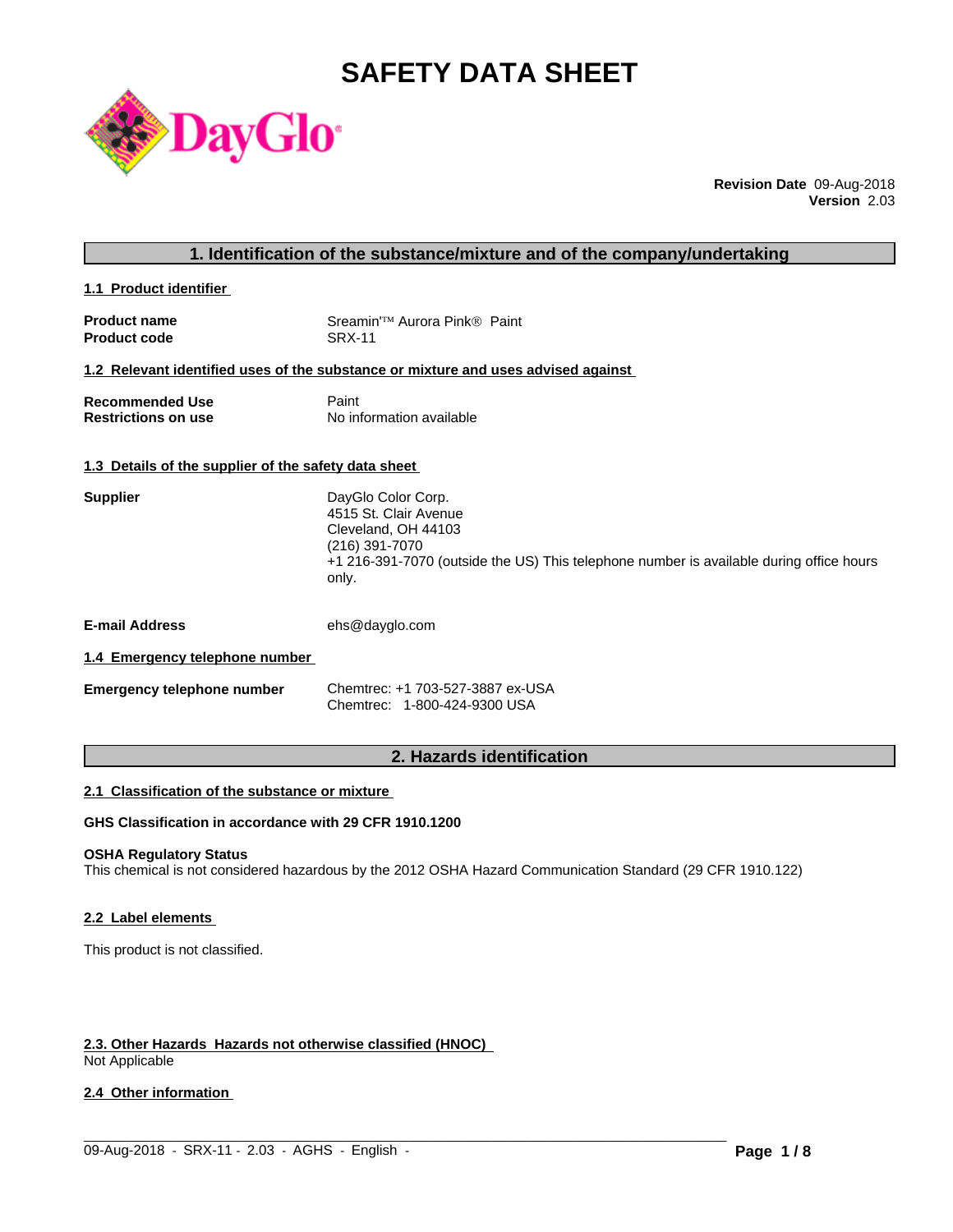# SAFETY DATA SHEET

**Revision Date** 09-Aug-2018
**Version** 2.03

## 1. Identification of the substance/mixture and of the company/undertaking

### 1.1 Product identifier

| | |
|---|---|
| **Product name** | Sreamin'™ Aurora Pink® Paint |
| **Product code** | SRX-11 |

### 1.2 Relevant identified uses of the substance or mixture and uses advised against

| | |
|---|---|
| **Recommended Use** | Paint |
| **Restrictions on use** | No information available |

### 1.3 Details of the supplier of the safety data sheet

**Supplier**
DayGlo Color Corp.
4515 St. Clair Avenue
Cleveland, OH 44103
(216) 391-7070
+1 216-391-7070 (outside the US) This telephone number is available during office hours only.

**E-mail Address** ehs@dayglo.com

### 1.4 Emergency telephone number

**Emergency telephone number**
Chemtrec: +1 703-527-3887 ex-USA
Chemtrec: 1-800-424-9300 USA

## 2. Hazards identification

### 2.1 Classification of the substance or mixture

**GHS Classification in accordance with 29 CFR 1910.1200**

**OSHA Regulatory Status**
This chemical is not considered hazardous by the 2012 OSHA Hazard Communication Standard (29 CFR 1910.122)

### 2.2 Label elements

This product is not classified.

### 2.3. Other Hazards Hazards not otherwise classified (HNOC)

Not Applicable

### 2.4 Other information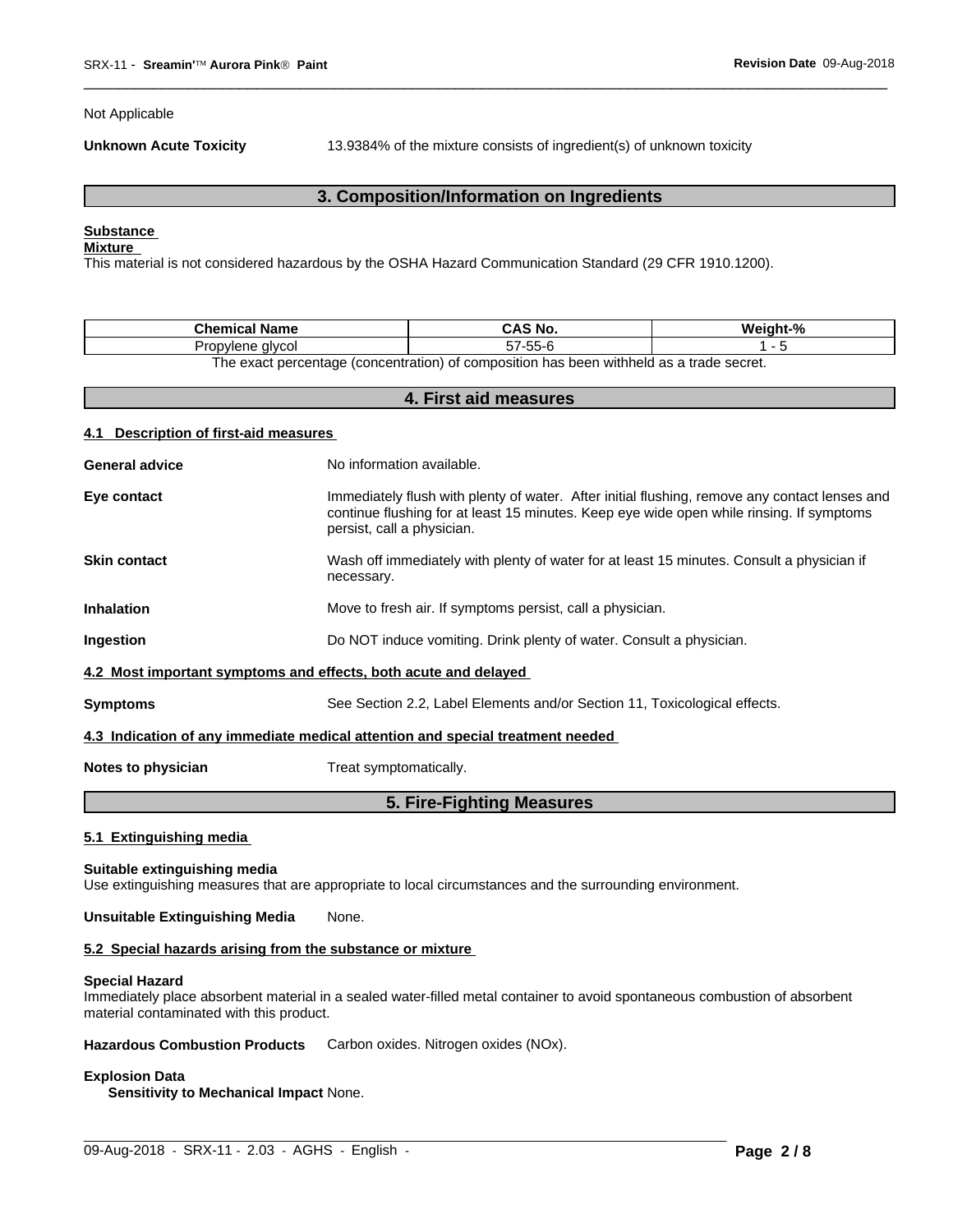Not Applicable

**Unknown Acute Toxicity** 13.9384% of the mixture consists of ingredient(s) of unknown toxicity

## 3. Composition/Information on Ingredients

**Substance**

**Mixture**

This material is not considered hazardous by the OSHA Hazard Communication Standard (29 CFR 1910.1200).

| Chemical Name | CAS No. | Weight-% |
|---|---|---|
| Propylene glycol | 57-55-6 | 1 - 5 |

The exact percentage (concentration) of composition has been withheld as a trade secret.

## 4. First aid measures

### 4.1 Description of first-aid measures

**General advice** No information available.

**Eye contact** Immediately flush with plenty of water. After initial flushing, remove any contact lenses and continue flushing for at least 15 minutes. Keep eye wide open while rinsing. If symptoms persist, call a physician.

**Skin contact** Wash off immediately with plenty of water for at least 15 minutes. Consult a physician if necessary.

**Inhalation** Move to fresh air. If symptoms persist, call a physician.

**Ingestion** Do NOT induce vomiting. Drink plenty of water. Consult a physician.

### 4.2 Most important symptoms and effects, both acute and delayed

**Symptoms** See Section 2.2, Label Elements and/or Section 11, Toxicological effects.

### 4.3 Indication of any immediate medical attention and special treatment needed

**Notes to physician** Treat symptomatically.

## 5. Fire-Fighting Measures

### 5.1 Extinguishing media

**Suitable extinguishing media**

Use extinguishing measures that are appropriate to local circumstances and the surrounding environment.

**Unsuitable Extinguishing Media** None.

### 5.2 Special hazards arising from the substance or mixture

**Special Hazard**

Immediately place absorbent material in a sealed water-filled metal container to avoid spontaneous combustion of absorbent material contaminated with this product.

**Hazardous Combustion Products** Carbon oxides. Nitrogen oxides (NOx).

**Explosion Data**

**Sensitivity to Mechanical Impact** None.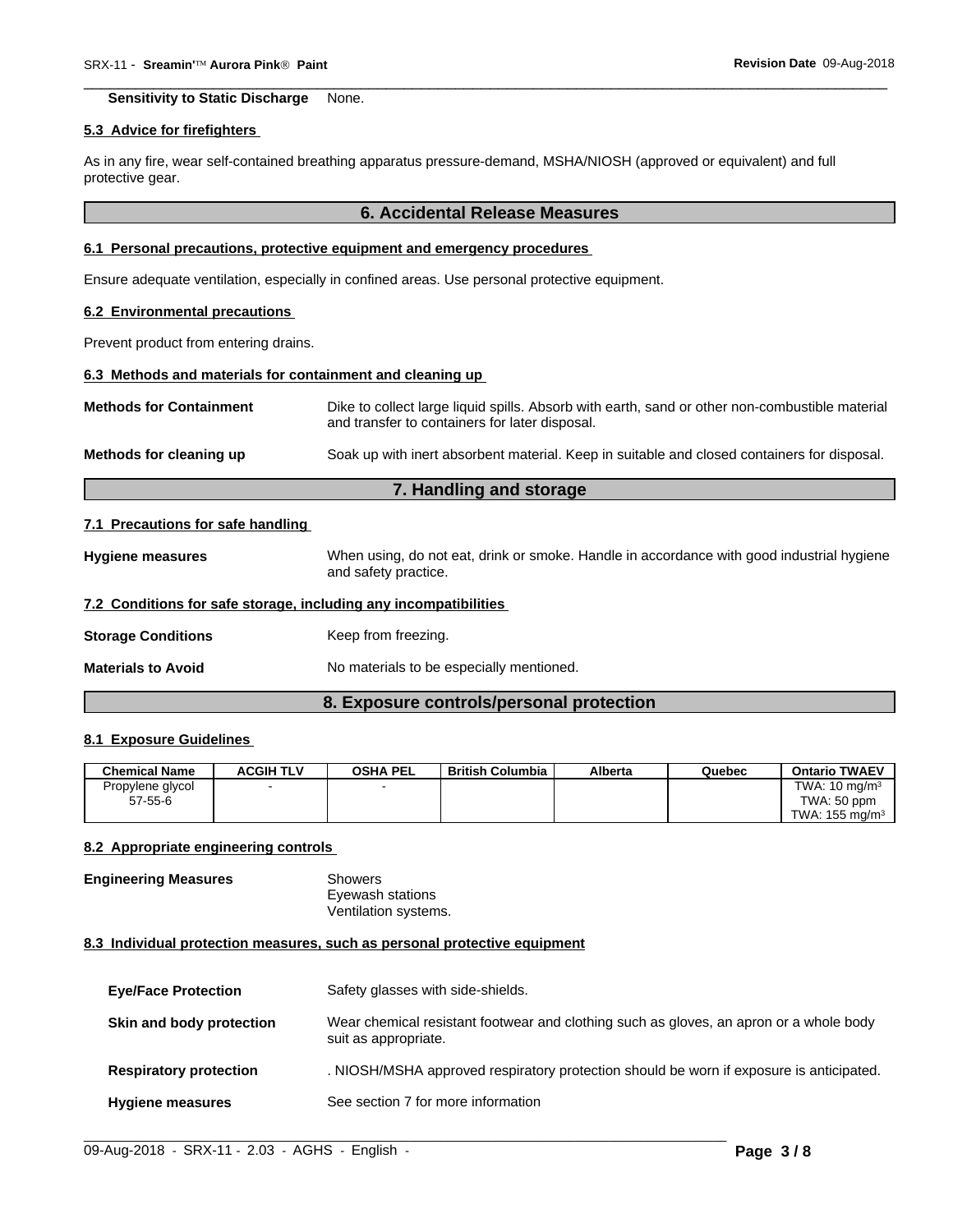**Sensitivity to Static Discharge** None.

### 5.3 Advice for firefighters

As in any fire, wear self-contained breathing apparatus pressure-demand, MSHA/NIOSH (approved or equivalent) and full protective gear.

## 6. Accidental Release Measures

### 6.1 Personal precautions, protective equipment and emergency procedures

Ensure adequate ventilation, especially in confined areas. Use personal protective equipment.

### 6.2 Environmental precautions

Prevent product from entering drains.

### 6.3 Methods and materials for containment and cleaning up

**Methods for Containment** Dike to collect large liquid spills. Absorb with earth, sand or other non-combustible material and transfer to containers for later disposal.

**Methods for cleaning up** Soak up with inert absorbent material. Keep in suitable and closed containers for disposal.

## 7. Handling and storage

### 7.1 Precautions for safe handling

**Hygiene measures** When using, do not eat, drink or smoke. Handle in accordance with good industrial hygiene and safety practice.

### 7.2 Conditions for safe storage, including any incompatibilities

**Storage Conditions** Keep from freezing.

**Materials to Avoid** No materials to be especially mentioned.

## 8. Exposure controls/personal protection

### 8.1 Exposure Guidelines

| Chemical Name | ACGIH TLV | OSHA PEL | British Columbia | Alberta | Quebec | Ontario TWAEV |
|---|---|---|---|---|---|---|
| Propylene glycol 57-55-6 | - | - | | | | TWA: 10 mg/m³ TWA: 50 ppm TWA: 155 mg/m³ |

### 8.2 Appropriate engineering controls

**Engineering Measures** Showers
Eyewash stations
Ventilation systems.

### 8.3 Individual protection measures, such as personal protective equipment

**Eye/Face Protection** Safety glasses with side-shields.

**Skin and body protection** Wear chemical resistant footwear and clothing such as gloves, an apron or a whole body suit as appropriate.

**Respiratory protection** . NIOSH/MSHA approved respiratory protection should be worn if exposure is anticipated.

**Hygiene measures** See section 7 for more information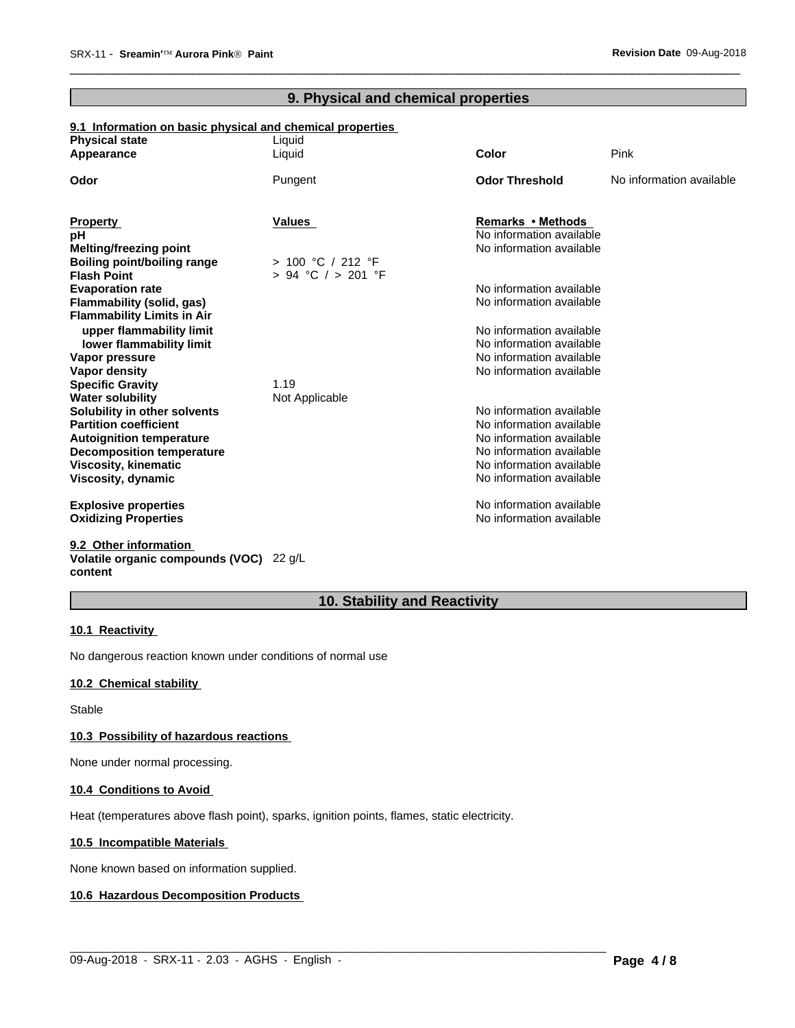## 9. Physical and chemical properties

### 9.1 Information on basic physical and chemical properties

| | | | |
|---|---|---|---|
| **Physical state** | Liquid | | |
| **Appearance** | Liquid | **Color** | Pink |
| **Odor** | Pungent | **Odor Threshold** | No information available |

| **Property** | **Values** | **Remarks • Methods** |
|---|---|---|
| **pH** | | No information available |
| **Melting/freezing point** | | No information available |
| **Boiling point/boiling range** | > 100 °C / 212 °F | |
| **Flash Point** | > 94 °C / > 201 °F | |
| **Evaporation rate** | | No information available |
| **Flammability (solid, gas)** | | No information available |
| **Flammability Limits in Air** | | |
| upper flammability limit | | No information available |
| lower flammability limit | | No information available |
| **Vapor pressure** | | No information available |
| **Vapor density** | | No information available |
| **Specific Gravity** | 1.19 | |
| **Water solubility** | Not Applicable | |
| **Solubility in other solvents** | | No information available |
| **Partition coefficient** | | No information available |
| **Autoignition temperature** | | No information available |
| **Decomposition temperature** | | No information available |
| **Viscosity, kinematic** | | No information available |
| **Viscosity, dynamic** | | No information available |
| **Explosive properties** | | No information available |
| **Oxidizing Properties** | | No information available |

### 9.2 Other information

**Volatile organic compounds (VOC) content** 22 g/L

## 10. Stability and Reactivity

### 10.1 Reactivity

No dangerous reaction known under conditions of normal use

### 10.2 Chemical stability

Stable

### 10.3 Possibility of hazardous reactions

None under normal processing.

### 10.4 Conditions to Avoid

Heat (temperatures above flash point), sparks, ignition points, flames, static electricity.

### 10.5 Incompatible Materials

None known based on information supplied.

### 10.6 Hazardous Decomposition Products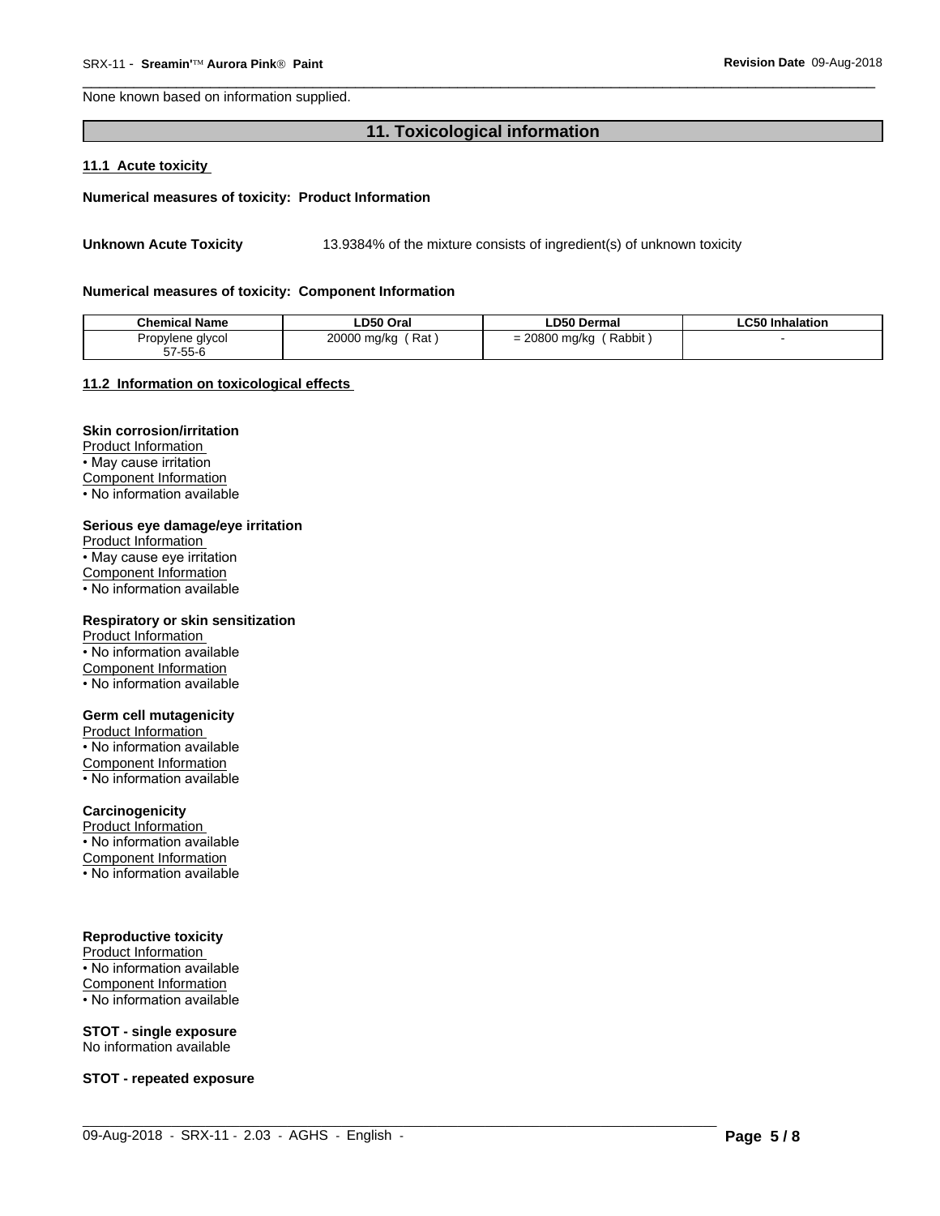None known based on information supplied.

## 11. Toxicological information

### 11.1 Acute toxicity

**Numerical measures of toxicity: Product Information**

**Unknown Acute Toxicity** 13.9384% of the mixture consists of ingredient(s) of unknown toxicity

**Numerical measures of toxicity: Component Information**

| Chemical Name | LD50 Oral | LD50 Dermal | LC50 Inhalation |
|---|---|---|---|
| Propylene glycol 57-55-6 | 20000 mg/kg ( Rat ) | = 20800 mg/kg ( Rabbit ) | - |

### 11.2 Information on toxicological effects

**Skin corrosion/irritation**
Product Information
• May cause irritation
Component Information
• No information available

**Serious eye damage/eye irritation**
Product Information
• May cause eye irritation
Component Information
• No information available

**Respiratory or skin sensitization**
Product Information
• No information available
Component Information
• No information available

**Germ cell mutagenicity**
Product Information
• No information available
Component Information
• No information available

**Carcinogenicity**
Product Information
• No information available
Component Information
• No information available

**Reproductive toxicity**
Product Information
• No information available
Component Information
• No information available

**STOT - single exposure**
No information available

**STOT - repeated exposure**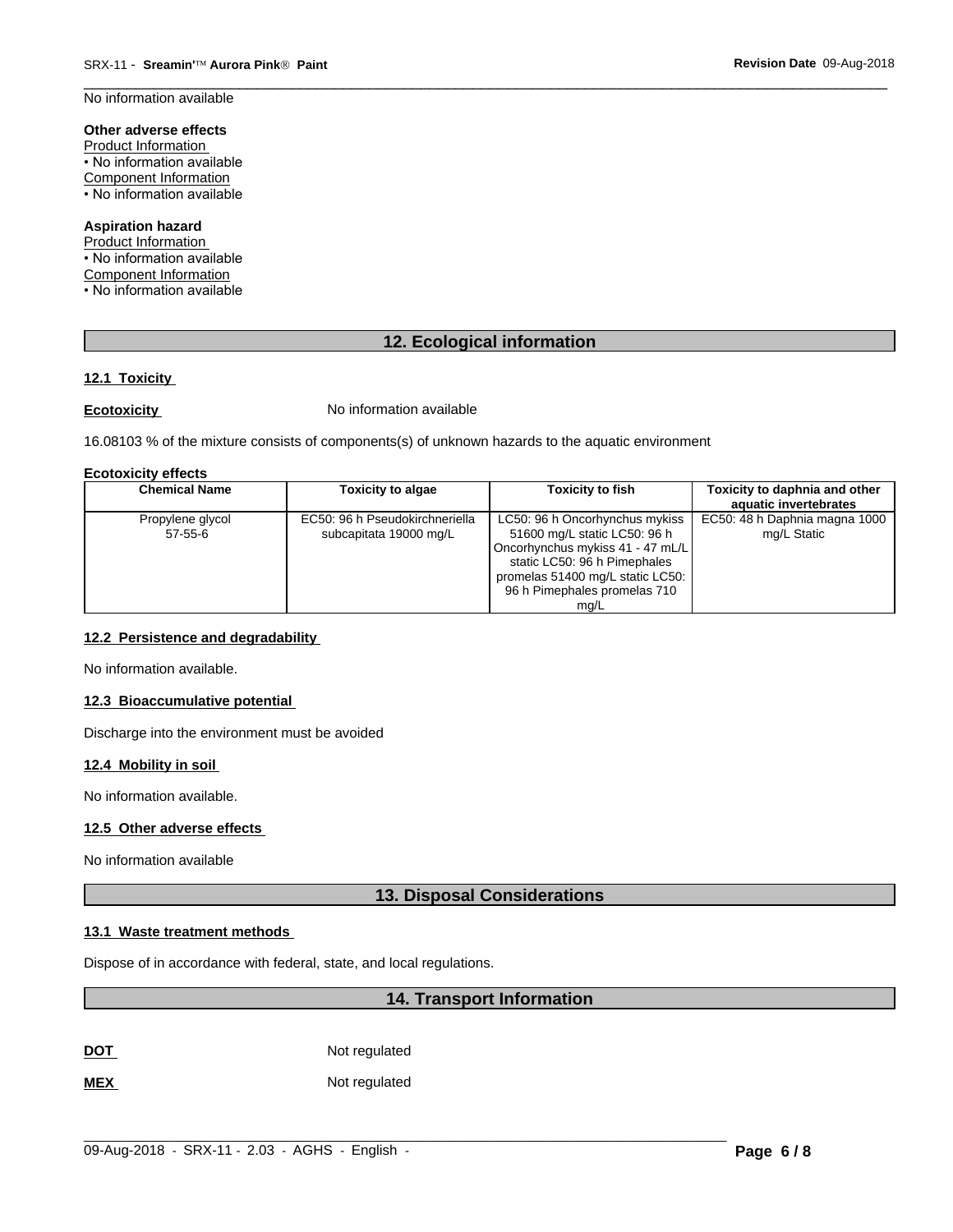No information available

**Other adverse effects**
Product Information
• No information available
Component Information
• No information available

**Aspiration hazard**
Product Information
• No information available
Component Information
• No information available

## 12. Ecological information

**12.1 Toxicity**

**Ecotoxicity** No information available

16.08103 % of the mixture consists of components(s) of unknown hazards to the aquatic environment

**Ecotoxicity effects**

| Chemical Name | Toxicity to algae | Toxicity to fish | Toxicity to daphnia and other aquatic invertebrates |
|---|---|---|---|
| Propylene glycol 57-55-6 | EC50: 96 h Pseudokirchneriella subcapitata 19000 mg/L | LC50: 96 h Oncorhynchus mykiss 51600 mg/L static LC50: 96 h Oncorhynchus mykiss 41 - 47 mL/L static LC50: 96 h Pimephales promelas 51400 mg/L static LC50: 96 h Pimephales promelas 710 mg/L | EC50: 48 h Daphnia magna 1000 mg/L Static |

**12.2 Persistence and degradability**

No information available.

**12.3 Bioaccumulative potential**

Discharge into the environment must be avoided

**12.4 Mobility in soil**

No information available.

**12.5 Other adverse effects**

No information available

## 13. Disposal Considerations

**13.1 Waste treatment methods**

Dispose of in accordance with federal, state, and local regulations.

## 14. Transport Information

**DOT** Not regulated

**MEX** Not regulated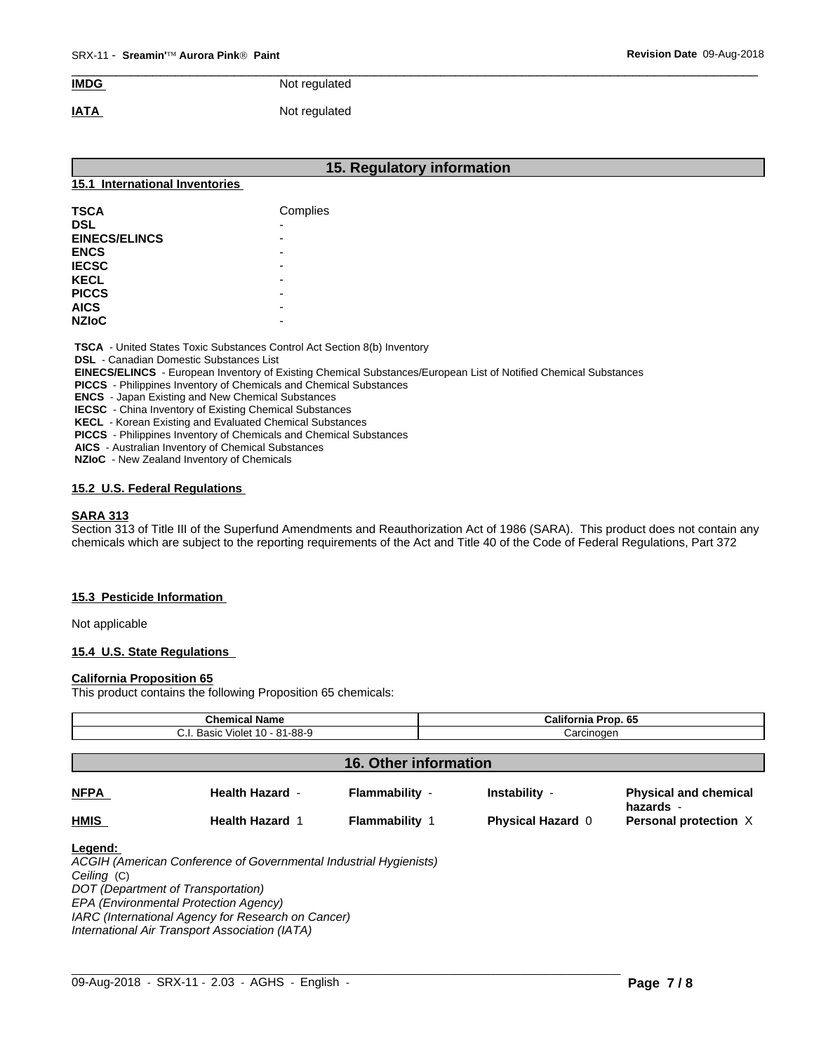**IMDG** Not regulated

**IATA** Not regulated

## 15. Regulatory information

### 15.1 International Inventories

| | |
|---|---|
| **TSCA** | Complies |
| **DSL** | - |
| **EINECS/ELINCS** | - |
| **ENCS** | - |
| **IECSC** | - |
| **KECL** | - |
| **PICCS** | - |
| **AICS** | - |
| **NZIoC** | - |

**TSCA** - United States Toxic Substances Control Act Section 8(b) Inventory
**DSL** - Canadian Domestic Substances List
**EINECS/ELINCS** - European Inventory of Existing Chemical Substances/European List of Notified Chemical Substances
**PICCS** - Philippines Inventory of Chemicals and Chemical Substances
**ENCS** - Japan Existing and New Chemical Substances
**IECSC** - China Inventory of Existing Chemical Substances
**KECL** - Korean Existing and Evaluated Chemical Substances
**PICCS** - Philippines Inventory of Chemicals and Chemical Substances
**AICS** - Australian Inventory of Chemical Substances
**NZIoC** - New Zealand Inventory of Chemicals

### 15.2 U.S. Federal Regulations

**SARA 313**
Section 313 of Title III of the Superfund Amendments and Reauthorization Act of 1986 (SARA). This product does not contain any chemicals which are subject to the reporting requirements of the Act and Title 40 of the Code of Federal Regulations, Part 372

### 15.3 Pesticide Information

Not applicable

### 15.4 U.S. State Regulations

**California Proposition 65**
This product contains the following Proposition 65 chemicals:

| Chemical Name | California Prop. 65 |
|---|---|
| C.I. Basic Violet 10 - 81-88-9 | Carcinogen |

## 16. Other information

| | | | | |
|---|---|---|---|---|
| **NFPA** | **Health Hazard** - | **Flammability** - | **Instability** - | **Physical and chemical hazards** - |
| **HMIS** | **Health Hazard** 1 | **Flammability** 1 | **Physical Hazard** 0 | **Personal protection** X |

**Legend:**
*ACGIH (American Conference of Governmental Industrial Hygienists)*
*Ceiling* (C)
*DOT (Department of Transportation)*
*EPA (Environmental Protection Agency)*
*IARC (International Agency for Research on Cancer)*
*International Air Transport Association (IATA)*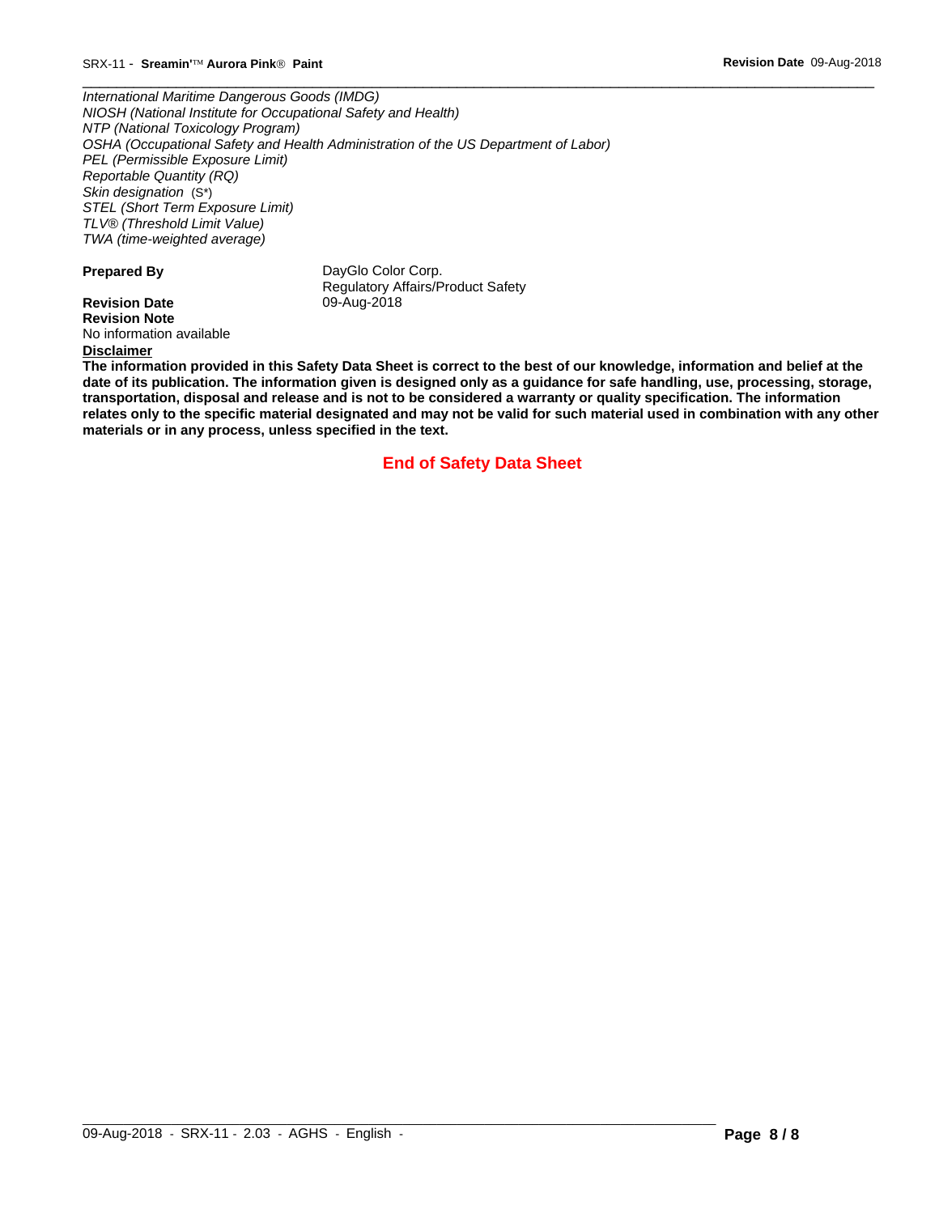*International Maritime Dangerous Goods (IMDG)*
*NIOSH (National Institute for Occupational Safety and Health)*
*NTP (National Toxicology Program)*
*OSHA (Occupational Safety and Health Administration of the US Department of Labor)*
*PEL (Permissible Exposure Limit)*
*Reportable Quantity (RQ)*
*Skin designation* (S*)
*STEL (Short Term Exposure Limit)*
*TLV® (Threshold Limit Value)*
*TWA (time-weighted average)*

**Prepared By** DayGlo Color Corp.
Regulatory Affairs/Product Safety

**Revision Date** 09-Aug-2018

**Revision Note**
No information available

**Disclaimer**

**The information provided in this Safety Data Sheet is correct to the best of our knowledge, information and belief at the date of its publication. The information given is designed only as a guidance for safe handling, use, processing, storage, transportation, disposal and release and is not to be considered a warranty or quality specification. The information relates only to the specific material designated and may not be valid for such material used in combination with any other materials or in any process, unless specified in the text.**

**End of Safety Data Sheet**